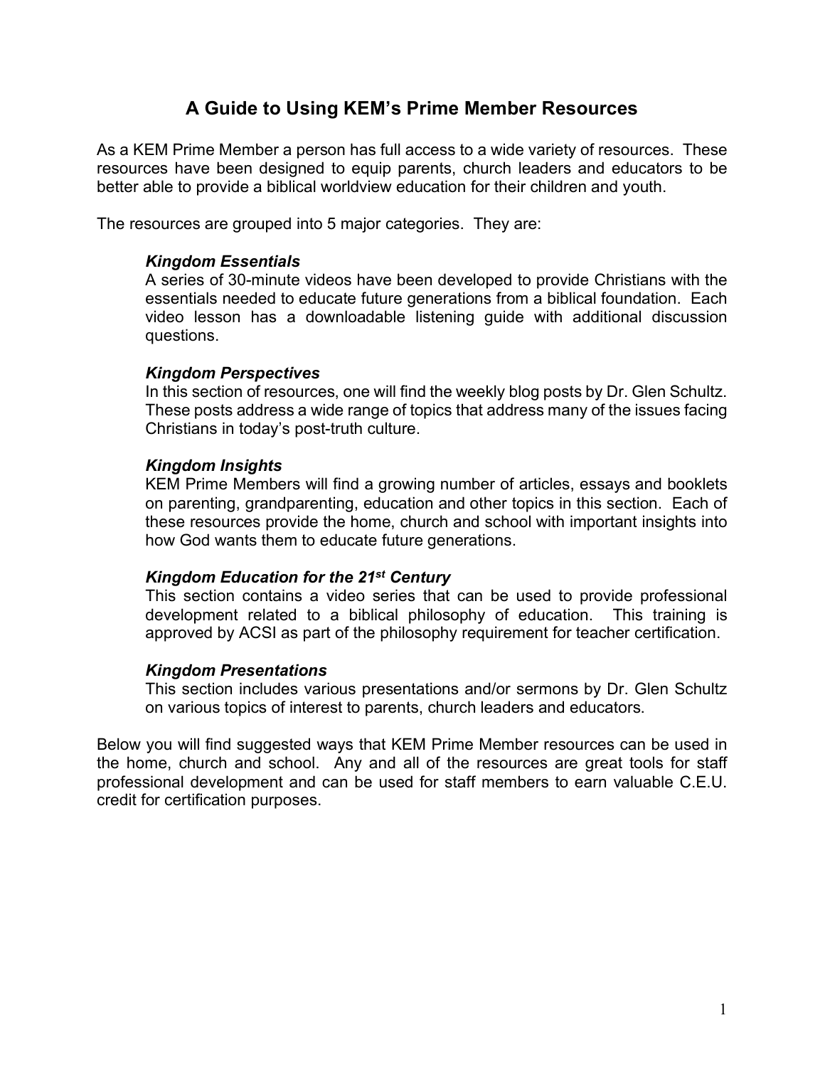# A Guide to Using KEM's Prime Member Resources

As a KEM Prime Member a person has full access to a wide variety of resources. These resources have been designed to equip parents, church leaders and educators to be better able to provide a biblical worldview education for their children and youth.

The resources are grouped into 5 major categories. They are:

***Kingdom Essentials***
A series of 30-minute videos have been developed to provide Christians with the essentials needed to educate future generations from a biblical foundation. Each video lesson has a downloadable listening guide with additional discussion questions.

***Kingdom Perspectives***
In this section of resources, one will find the weekly blog posts by Dr. Glen Schultz. These posts address a wide range of topics that address many of the issues facing Christians in today's post-truth culture.

***Kingdom Insights***
KEM Prime Members will find a growing number of articles, essays and booklets on parenting, grandparenting, education and other topics in this section. Each of these resources provide the home, church and school with important insights into how God wants them to educate future generations.

***Kingdom Education for the 21st Century***
This section contains a video series that can be used to provide professional development related to a biblical philosophy of education. This training is approved by ACSI as part of the philosophy requirement for teacher certification.

***Kingdom Presentations***
This section includes various presentations and/or sermons by Dr. Glen Schultz on various topics of interest to parents, church leaders and educators.

Below you will find suggested ways that KEM Prime Member resources can be used in the home, church and school. Any and all of the resources are great tools for staff professional development and can be used for staff members to earn valuable C.E.U. credit for certification purposes.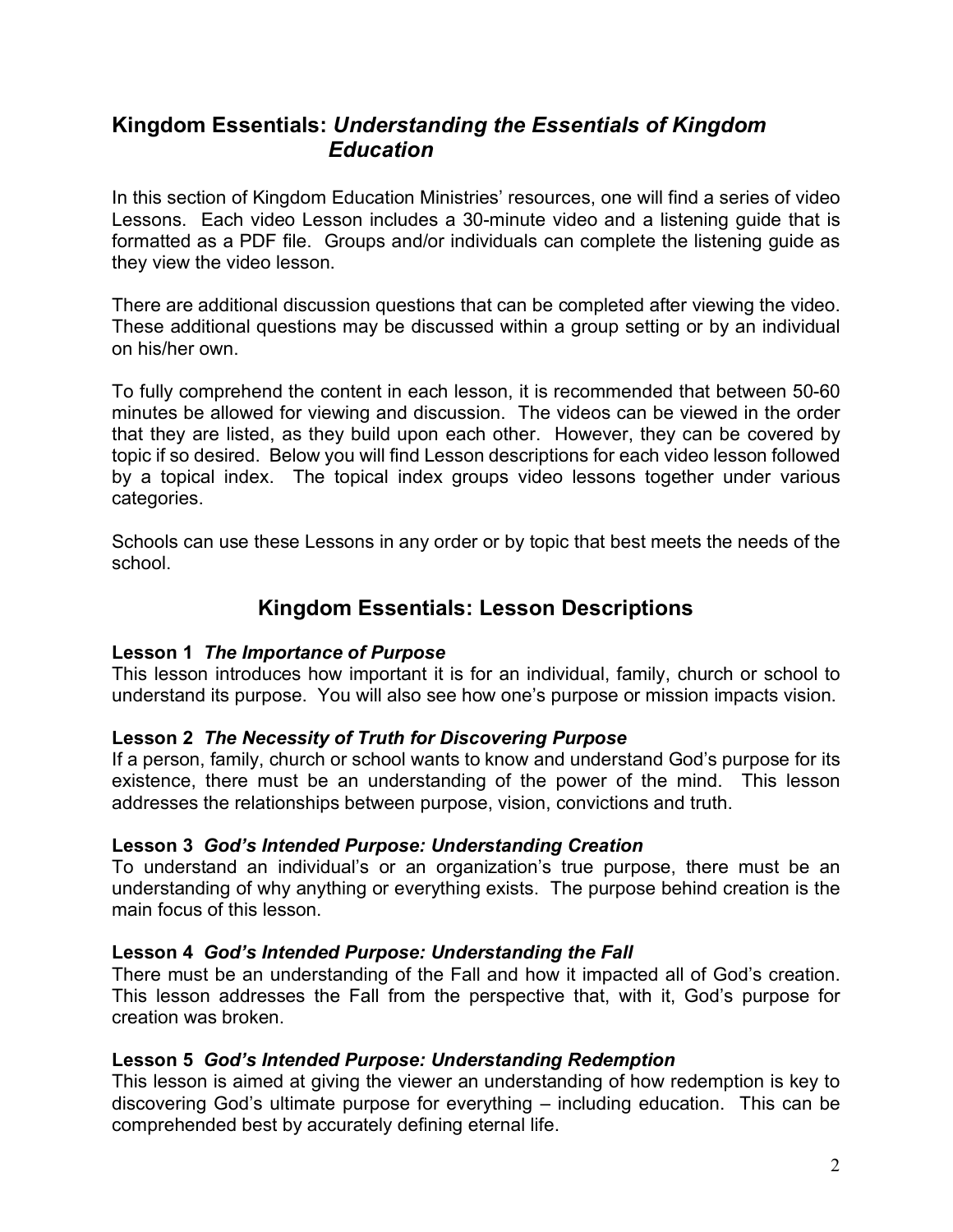## Kingdom Essentials: *Understanding the Essentials of Kingdom Education*

In this section of Kingdom Education Ministries' resources, one will find a series of video Lessons. Each video Lesson includes a 30-minute video and a listening guide that is formatted as a PDF file. Groups and/or individuals can complete the listening guide as they view the video lesson.

There are additional discussion questions that can be completed after viewing the video. These additional questions may be discussed within a group setting or by an individual on his/her own.

To fully comprehend the content in each lesson, it is recommended that between 50-60 minutes be allowed for viewing and discussion. The videos can be viewed in the order that they are listed, as they build upon each other. However, they can be covered by topic if so desired. Below you will find Lesson descriptions for each video lesson followed by a topical index. The topical index groups video lessons together under various categories.

Schools can use these Lessons in any order or by topic that best meets the needs of the school.

## Kingdom Essentials: Lesson Descriptions

**Lesson 1** ***The Importance of Purpose***
This lesson introduces how important it is for an individual, family, church or school to understand its purpose. You will also see how one's purpose or mission impacts vision.

**Lesson 2** ***The Necessity of Truth for Discovering Purpose***
If a person, family, church or school wants to know and understand God's purpose for its existence, there must be an understanding of the power of the mind. This lesson addresses the relationships between purpose, vision, convictions and truth.

**Lesson 3** ***God's Intended Purpose: Understanding Creation***
To understand an individual's or an organization's true purpose, there must be an understanding of why anything or everything exists. The purpose behind creation is the main focus of this lesson.

**Lesson 4** ***God's Intended Purpose: Understanding the Fall***
There must be an understanding of the Fall and how it impacted all of God's creation. This lesson addresses the Fall from the perspective that, with it, God's purpose for creation was broken.

**Lesson 5** ***God's Intended Purpose: Understanding Redemption***
This lesson is aimed at giving the viewer an understanding of how redemption is key to discovering God's ultimate purpose for everything – including education. This can be comprehended best by accurately defining eternal life.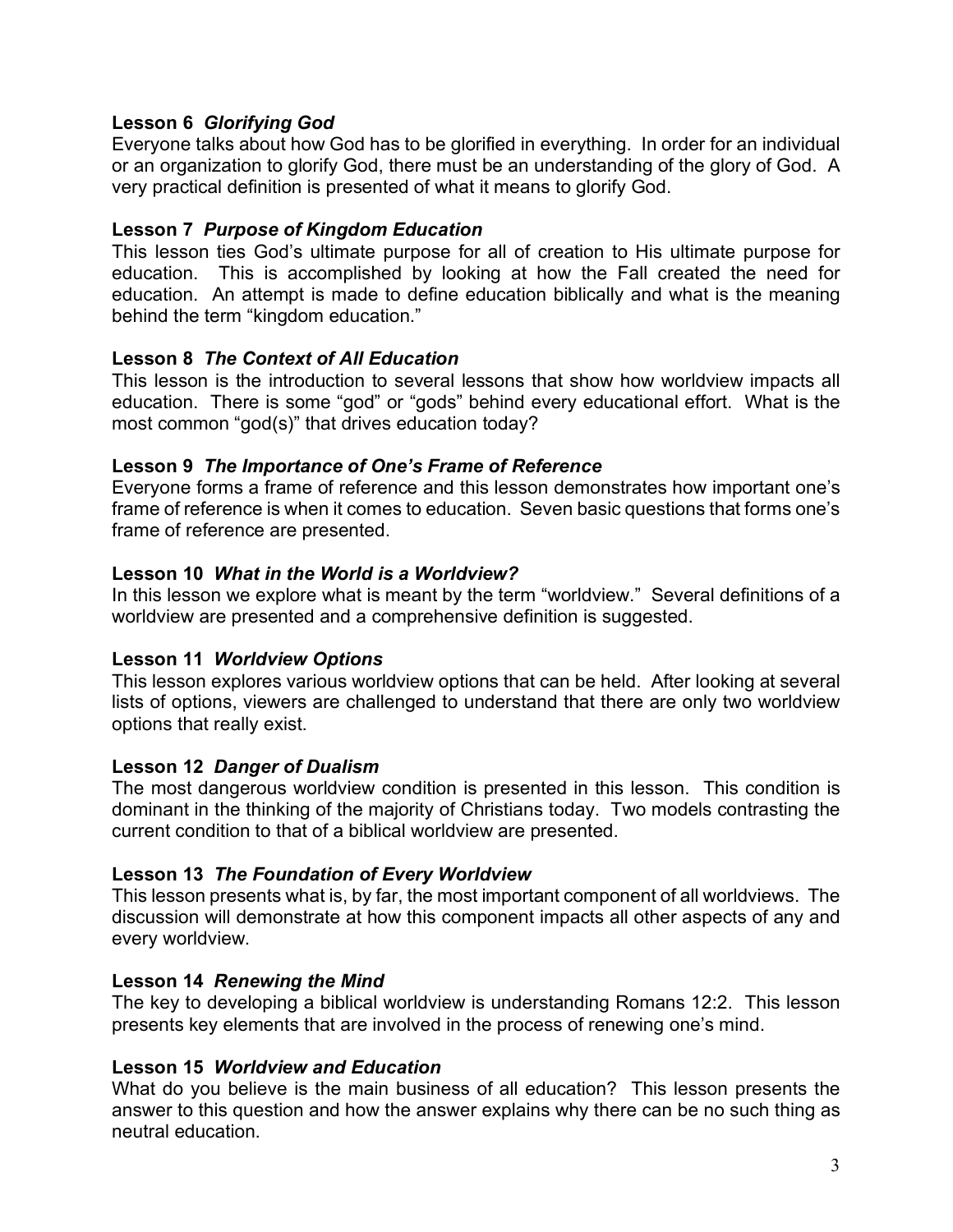### Lesson 6 *Glorifying God*

Everyone talks about how God has to be glorified in everything. In order for an individual or an organization to glorify God, there must be an understanding of the glory of God. A very practical definition is presented of what it means to glorify God.

### Lesson 7 *Purpose of Kingdom Education*

This lesson ties God's ultimate purpose for all of creation to His ultimate purpose for education. This is accomplished by looking at how the Fall created the need for education. An attempt is made to define education biblically and what is the meaning behind the term "kingdom education."

### Lesson 8 *The Context of All Education*

This lesson is the introduction to several lessons that show how worldview impacts all education. There is some "god" or "gods" behind every educational effort. What is the most common "god(s)" that drives education today?

### Lesson 9 *The Importance of One's Frame of Reference*

Everyone forms a frame of reference and this lesson demonstrates how important one's frame of reference is when it comes to education. Seven basic questions that forms one's frame of reference are presented.

### Lesson 10 *What in the World is a Worldview?*

In this lesson we explore what is meant by the term "worldview." Several definitions of a worldview are presented and a comprehensive definition is suggested.

### Lesson 11 *Worldview Options*

This lesson explores various worldview options that can be held. After looking at several lists of options, viewers are challenged to understand that there are only two worldview options that really exist.

### Lesson 12 *Danger of Dualism*

The most dangerous worldview condition is presented in this lesson. This condition is dominant in the thinking of the majority of Christians today. Two models contrasting the current condition to that of a biblical worldview are presented.

### Lesson 13 *The Foundation of Every Worldview*

This lesson presents what is, by far, the most important component of all worldviews. The discussion will demonstrate at how this component impacts all other aspects of any and every worldview.

### Lesson 14 *Renewing the Mind*

The key to developing a biblical worldview is understanding Romans 12:2. This lesson presents key elements that are involved in the process of renewing one's mind.

### Lesson 15 *Worldview and Education*

What do you believe is the main business of all education? This lesson presents the answer to this question and how the answer explains why there can be no such thing as neutral education.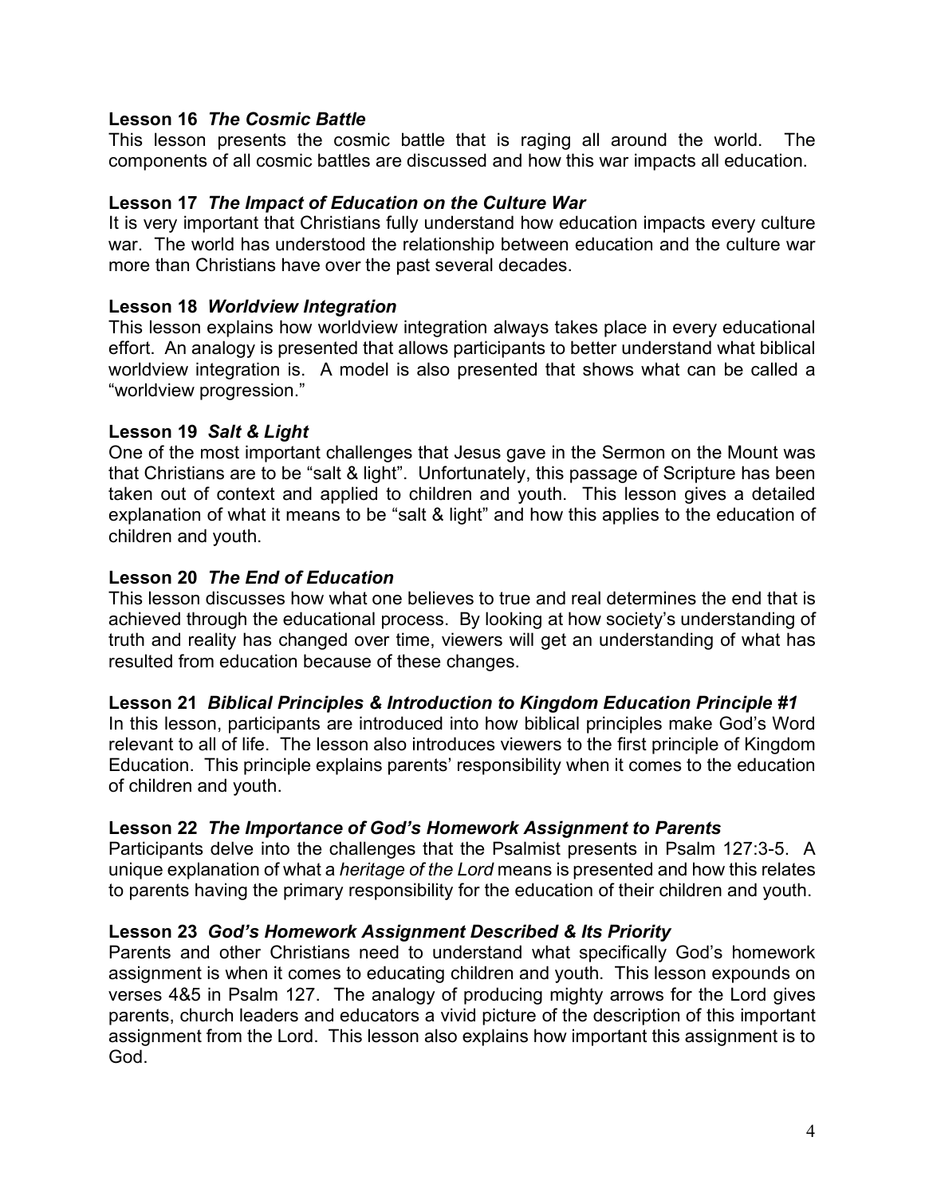**Lesson 16** ***The Cosmic Battle***

This lesson presents the cosmic battle that is raging all around the world. The components of all cosmic battles are discussed and how this war impacts all education.

**Lesson 17** ***The Impact of Education on the Culture War***

It is very important that Christians fully understand how education impacts every culture war. The world has understood the relationship between education and the culture war more than Christians have over the past several decades.

**Lesson 18** ***Worldview Integration***

This lesson explains how worldview integration always takes place in every educational effort. An analogy is presented that allows participants to better understand what biblical worldview integration is. A model is also presented that shows what can be called a "worldview progression."

**Lesson 19** ***Salt & Light***

One of the most important challenges that Jesus gave in the Sermon on the Mount was that Christians are to be "salt & light". Unfortunately, this passage of Scripture has been taken out of context and applied to children and youth. This lesson gives a detailed explanation of what it means to be "salt & light" and how this applies to the education of children and youth.

**Lesson 20** ***The End of Education***

This lesson discusses how what one believes to true and real determines the end that is achieved through the educational process. By looking at how society's understanding of truth and reality has changed over time, viewers will get an understanding of what has resulted from education because of these changes.

**Lesson 21** ***Biblical Principles & Introduction to Kingdom Education Principle #1***

In this lesson, participants are introduced into how biblical principles make God's Word relevant to all of life. The lesson also introduces viewers to the first principle of Kingdom Education. This principle explains parents' responsibility when it comes to the education of children and youth.

**Lesson 22** ***The Importance of God's Homework Assignment to Parents***

Participants delve into the challenges that the Psalmist presents in Psalm 127:3-5. A unique explanation of what a *heritage of the Lord* means is presented and how this relates to parents having the primary responsibility for the education of their children and youth.

**Lesson 23** ***God's Homework Assignment Described & Its Priority***

Parents and other Christians need to understand what specifically God's homework assignment is when it comes to educating children and youth. This lesson expounds on verses 4&5 in Psalm 127. The analogy of producing mighty arrows for the Lord gives parents, church leaders and educators a vivid picture of the description of this important assignment from the Lord. This lesson also explains how important this assignment is to God.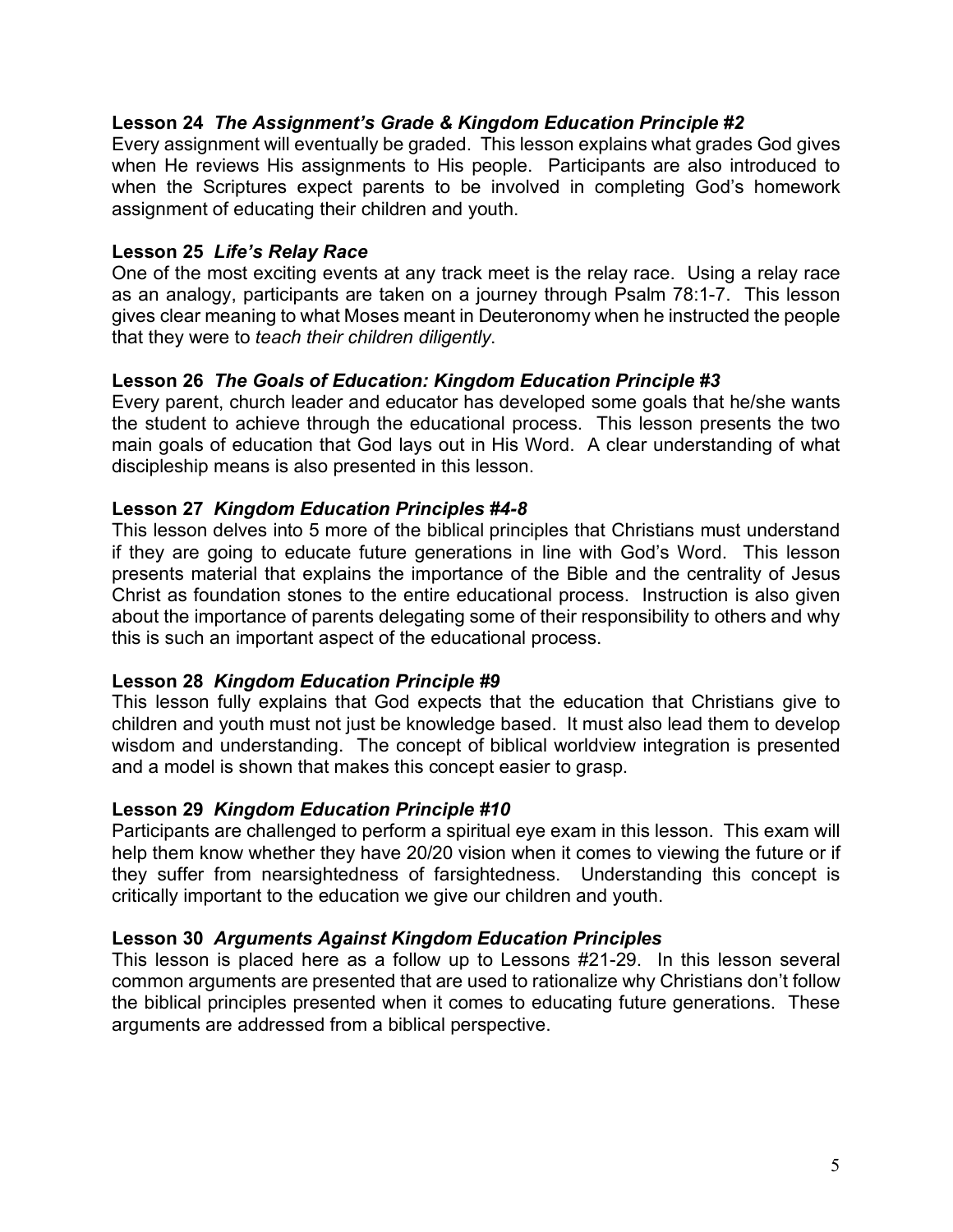### **Lesson 24** ***The Assignment's Grade & Kingdom Education Principle #2***

Every assignment will eventually be graded. This lesson explains what grades God gives when He reviews His assignments to His people. Participants are also introduced to when the Scriptures expect parents to be involved in completing God's homework assignment of educating their children and youth.

### **Lesson 25** ***Life's Relay Race***

One of the most exciting events at any track meet is the relay race. Using a relay race as an analogy, participants are taken on a journey through Psalm 78:1-7. This lesson gives clear meaning to what Moses meant in Deuteronomy when he instructed the people that they were to *teach their children diligently*.

### **Lesson 26** ***The Goals of Education: Kingdom Education Principle #3***

Every parent, church leader and educator has developed some goals that he/she wants the student to achieve through the educational process. This lesson presents the two main goals of education that God lays out in His Word. A clear understanding of what discipleship means is also presented in this lesson.

### **Lesson 27** ***Kingdom Education Principles #4-8***

This lesson delves into 5 more of the biblical principles that Christians must understand if they are going to educate future generations in line with God's Word. This lesson presents material that explains the importance of the Bible and the centrality of Jesus Christ as foundation stones to the entire educational process. Instruction is also given about the importance of parents delegating some of their responsibility to others and why this is such an important aspect of the educational process.

### **Lesson 28** ***Kingdom Education Principle #9***

This lesson fully explains that God expects that the education that Christians give to children and youth must not just be knowledge based. It must also lead them to develop wisdom and understanding. The concept of biblical worldview integration is presented and a model is shown that makes this concept easier to grasp.

### **Lesson 29** ***Kingdom Education Principle #10***

Participants are challenged to perform a spiritual eye exam in this lesson. This exam will help them know whether they have 20/20 vision when it comes to viewing the future or if they suffer from nearsightedness of farsightedness. Understanding this concept is critically important to the education we give our children and youth.

### **Lesson 30** ***Arguments Against Kingdom Education Principles***

This lesson is placed here as a follow up to Lessons #21-29. In this lesson several common arguments are presented that are used to rationalize why Christians don't follow the biblical principles presented when it comes to educating future generations. These arguments are addressed from a biblical perspective.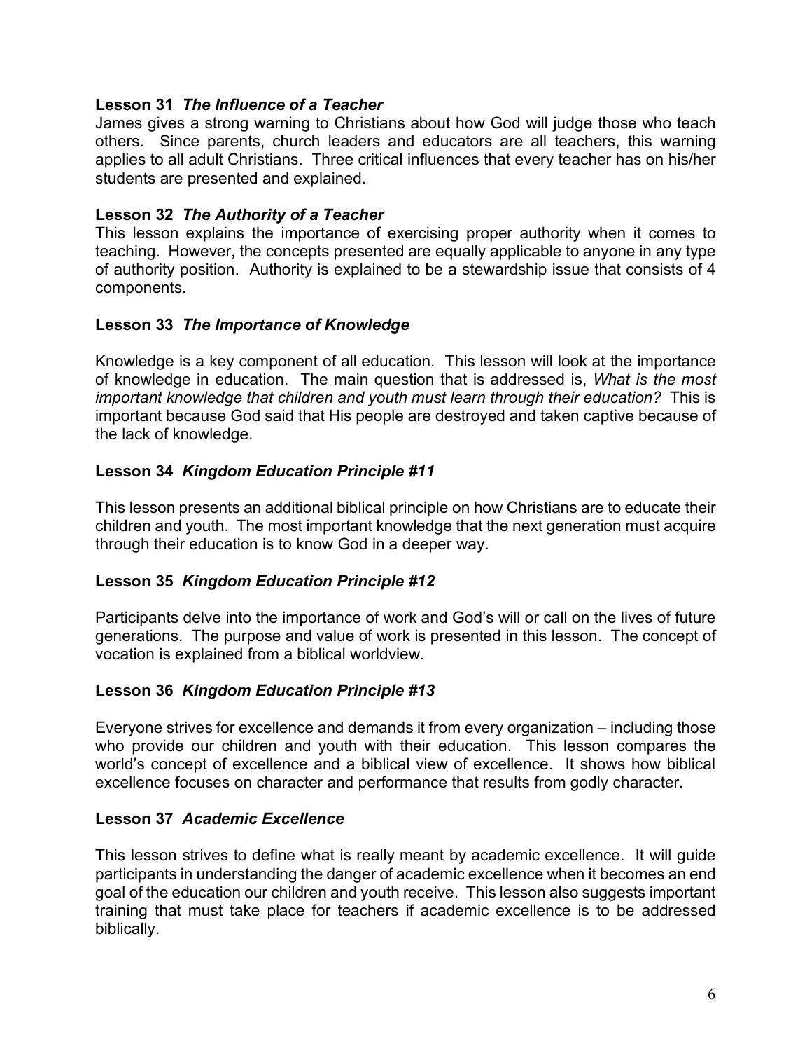**Lesson 31** ***The Influence of a Teacher***

James gives a strong warning to Christians about how God will judge those who teach others. Since parents, church leaders and educators are all teachers, this warning applies to all adult Christians. Three critical influences that every teacher has on his/her students are presented and explained.

**Lesson 32** ***The Authority of a Teacher***

This lesson explains the importance of exercising proper authority when it comes to teaching. However, the concepts presented are equally applicable to anyone in any type of authority position. Authority is explained to be a stewardship issue that consists of 4 components.

**Lesson 33** ***The Importance of Knowledge***

Knowledge is a key component of all education. This lesson will look at the importance of knowledge in education. The main question that is addressed is, *What is the most important knowledge that children and youth must learn through their education?* This is important because God said that His people are destroyed and taken captive because of the lack of knowledge.

**Lesson 34** ***Kingdom Education Principle #11***

This lesson presents an additional biblical principle on how Christians are to educate their children and youth. The most important knowledge that the next generation must acquire through their education is to know God in a deeper way.

**Lesson 35** ***Kingdom Education Principle #12***

Participants delve into the importance of work and God's will or call on the lives of future generations. The purpose and value of work is presented in this lesson. The concept of vocation is explained from a biblical worldview.

**Lesson 36** ***Kingdom Education Principle #13***

Everyone strives for excellence and demands it from every organization – including those who provide our children and youth with their education. This lesson compares the world's concept of excellence and a biblical view of excellence. It shows how biblical excellence focuses on character and performance that results from godly character.

**Lesson 37** ***Academic Excellence***

This lesson strives to define what is really meant by academic excellence. It will guide participants in understanding the danger of academic excellence when it becomes an end goal of the education our children and youth receive. This lesson also suggests important training that must take place for teachers if academic excellence is to be addressed biblically.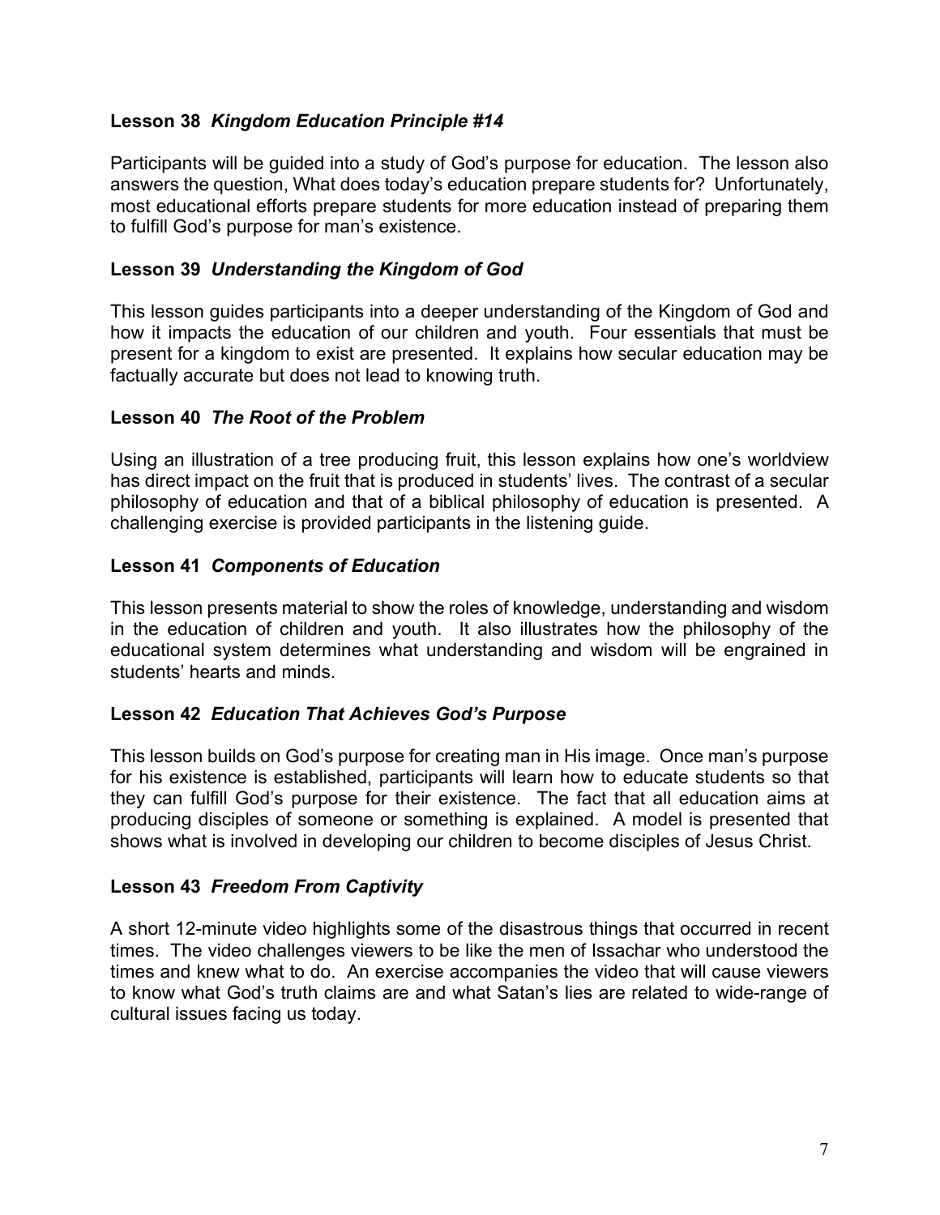### **Lesson 38** *Kingdom Education Principle #14*

Participants will be guided into a study of God's purpose for education. The lesson also answers the question, What does today's education prepare students for? Unfortunately, most educational efforts prepare students for more education instead of preparing them to fulfill God's purpose for man's existence.

### **Lesson 39** *Understanding the Kingdom of God*

This lesson guides participants into a deeper understanding of the Kingdom of God and how it impacts the education of our children and youth. Four essentials that must be present for a kingdom to exist are presented. It explains how secular education may be factually accurate but does not lead to knowing truth.

### **Lesson 40** *The Root of the Problem*

Using an illustration of a tree producing fruit, this lesson explains how one's worldview has direct impact on the fruit that is produced in students' lives. The contrast of a secular philosophy of education and that of a biblical philosophy of education is presented. A challenging exercise is provided participants in the listening guide.

### **Lesson 41** *Components of Education*

This lesson presents material to show the roles of knowledge, understanding and wisdom in the education of children and youth. It also illustrates how the philosophy of the educational system determines what understanding and wisdom will be engrained in students' hearts and minds.

### **Lesson 42** *Education That Achieves God's Purpose*

This lesson builds on God's purpose for creating man in His image. Once man's purpose for his existence is established, participants will learn how to educate students so that they can fulfill God's purpose for their existence. The fact that all education aims at producing disciples of someone or something is explained. A model is presented that shows what is involved in developing our children to become disciples of Jesus Christ.

### **Lesson 43** *Freedom From Captivity*

A short 12-minute video highlights some of the disastrous things that occurred in recent times. The video challenges viewers to be like the men of Issachar who understood the times and knew what to do. An exercise accompanies the video that will cause viewers to know what God's truth claims are and what Satan's lies are related to wide-range of cultural issues facing us today.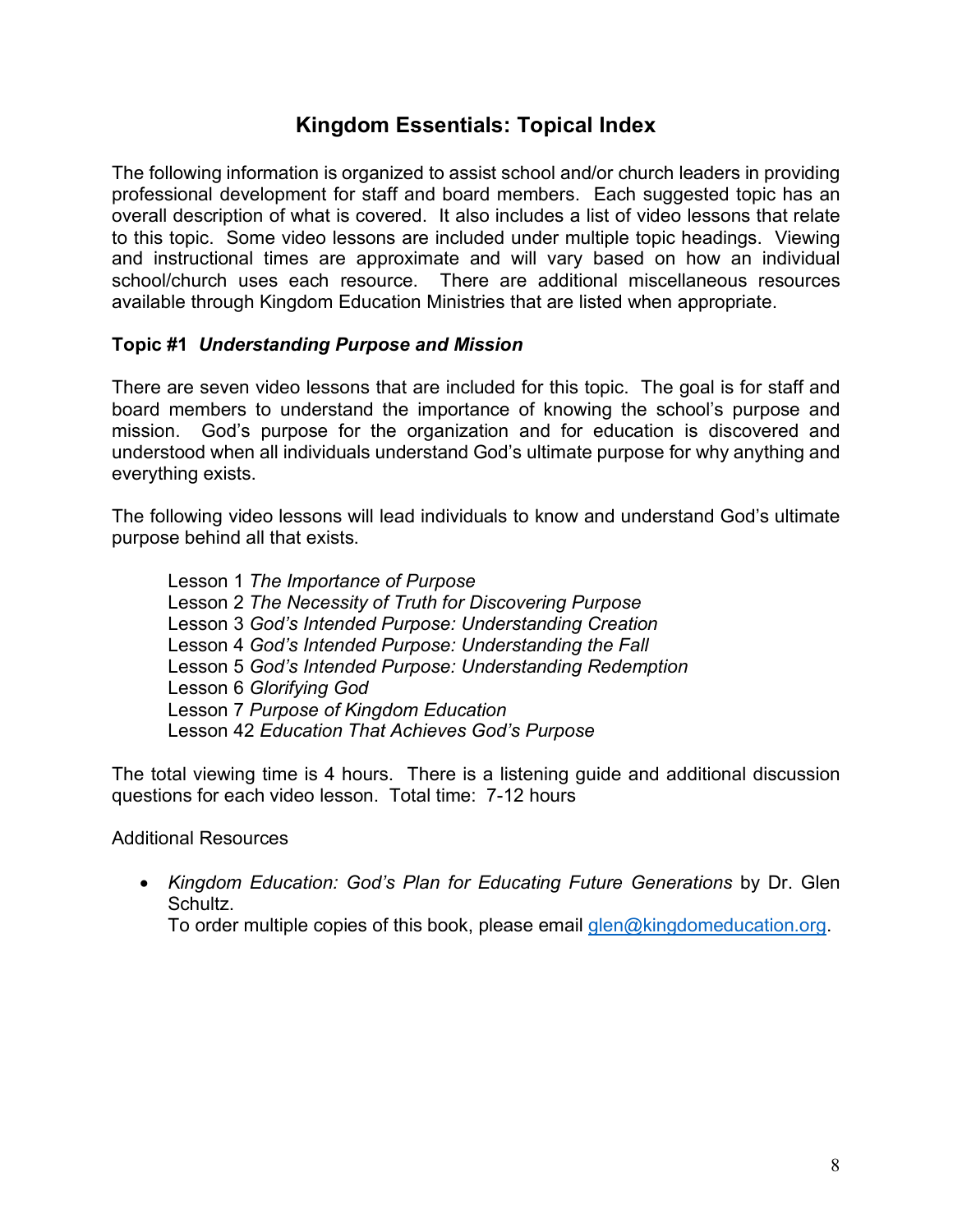## Kingdom Essentials: Topical Index

The following information is organized to assist school and/or church leaders in providing professional development for staff and board members. Each suggested topic has an overall description of what is covered. It also includes a list of video lessons that relate to this topic. Some video lessons are included under multiple topic headings. Viewing and instructional times are approximate and will vary based on how an individual school/church uses each resource. There are additional miscellaneous resources available through Kingdom Education Ministries that are listed when appropriate.

**Topic #1** ***Understanding Purpose and Mission***

There are seven video lessons that are included for this topic. The goal is for staff and board members to understand the importance of knowing the school's purpose and mission. God's purpose for the organization and for education is discovered and understood when all individuals understand God's ultimate purpose for why anything and everything exists.

The following video lessons will lead individuals to know and understand God's ultimate purpose behind all that exists.

Lesson 1 *The Importance of Purpose*
Lesson 2 *The Necessity of Truth for Discovering Purpose*
Lesson 3 *God's Intended Purpose: Understanding Creation*
Lesson 4 *God's Intended Purpose: Understanding the Fall*
Lesson 5 *God's Intended Purpose: Understanding Redemption*
Lesson 6 *Glorifying God*
Lesson 7 *Purpose of Kingdom Education*
Lesson 42 *Education That Achieves God's Purpose*

The total viewing time is 4 hours. There is a listening guide and additional discussion questions for each video lesson. Total time: 7-12 hours

Additional Resources

- *Kingdom Education: God's Plan for Educating Future Generations* by Dr. Glen Schultz.
  To order multiple copies of this book, please email glen@kingdomeducation.org.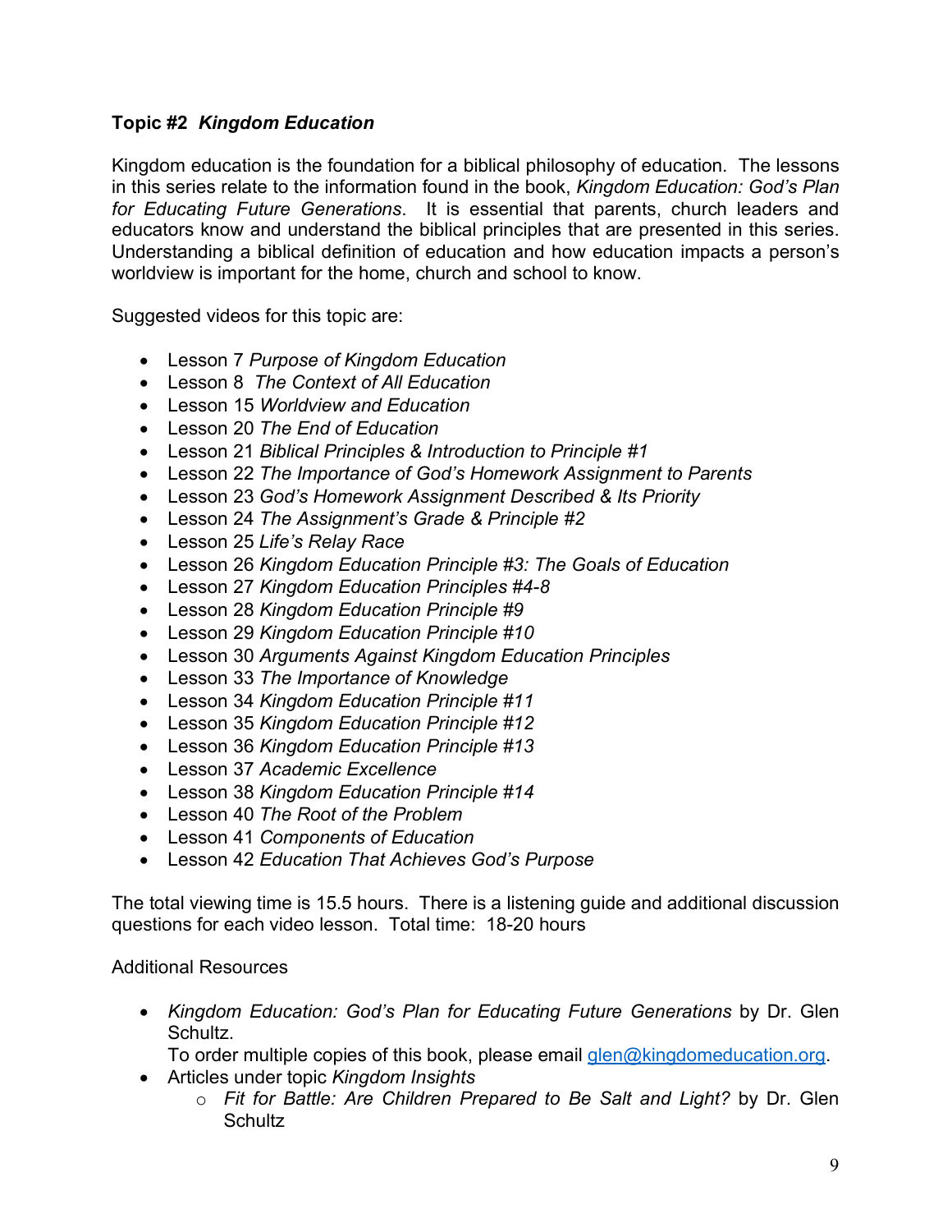### **Topic #2** ***Kingdom Education***

Kingdom education is the foundation for a biblical philosophy of education. The lessons in this series relate to the information found in the book, *Kingdom Education: God's Plan for Educating Future Generations*. It is essential that parents, church leaders and educators know and understand the biblical principles that are presented in this series. Understanding a biblical definition of education and how education impacts a person's worldview is important for the home, church and school to know.

Suggested videos for this topic are:

- Lesson 7 *Purpose of Kingdom Education*
- Lesson 8 *The Context of All Education*
- Lesson 15 *Worldview and Education*
- Lesson 20 *The End of Education*
- Lesson 21 *Biblical Principles & Introduction to Principle #1*
- Lesson 22 *The Importance of God's Homework Assignment to Parents*
- Lesson 23 *God's Homework Assignment Described & Its Priority*
- Lesson 24 *The Assignment's Grade & Principle #2*
- Lesson 25 *Life's Relay Race*
- Lesson 26 *Kingdom Education Principle #3: The Goals of Education*
- Lesson 27 *Kingdom Education Principles #4-8*
- Lesson 28 *Kingdom Education Principle #9*
- Lesson 29 *Kingdom Education Principle #10*
- Lesson 30 *Arguments Against Kingdom Education Principles*
- Lesson 33 *The Importance of Knowledge*
- Lesson 34 *Kingdom Education Principle #11*
- Lesson 35 *Kingdom Education Principle #12*
- Lesson 36 *Kingdom Education Principle #13*
- Lesson 37 *Academic Excellence*
- Lesson 38 *Kingdom Education Principle #14*
- Lesson 40 *The Root of the Problem*
- Lesson 41 *Components of Education*
- Lesson 42 *Education That Achieves God's Purpose*

The total viewing time is 15.5 hours. There is a listening guide and additional discussion questions for each video lesson. Total time: 18-20 hours

Additional Resources

- *Kingdom Education: God's Plan for Educating Future Generations* by Dr. Glen Schultz.
  To order multiple copies of this book, please email [glen@kingdomeducation.org](mailto:glen@kingdomeducation.org).
- Articles under topic *Kingdom Insights*
  - *Fit for Battle: Are Children Prepared to Be Salt and Light?* by Dr. Glen Schultz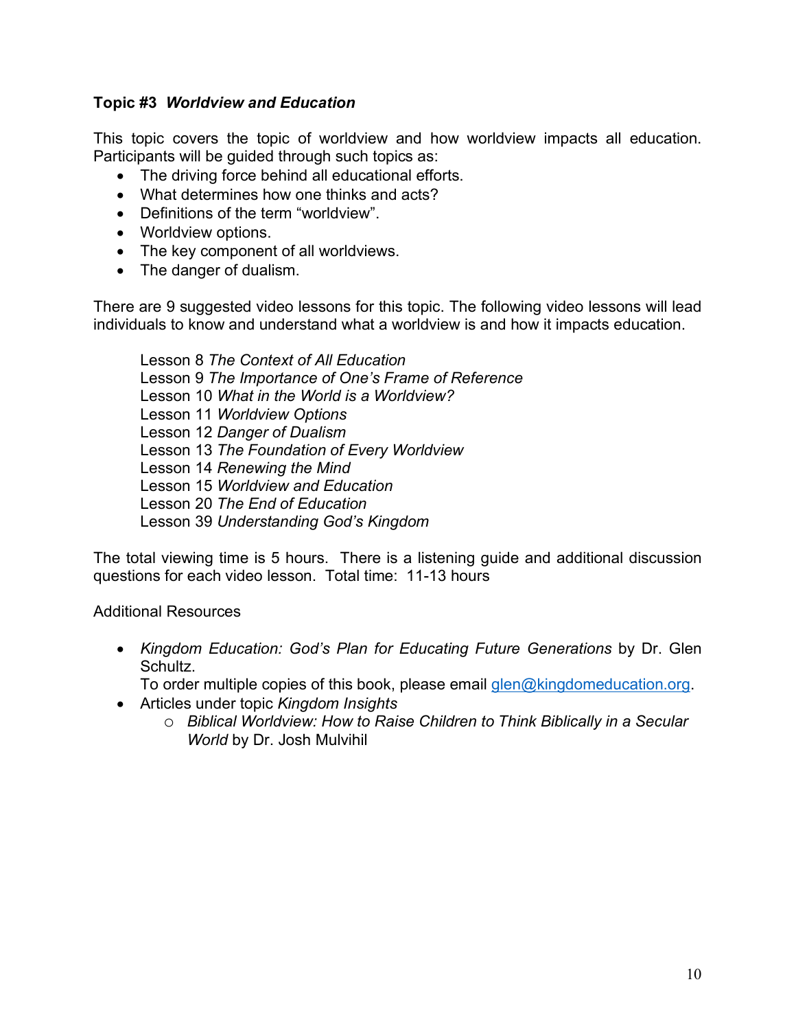**Topic #3** ***Worldview and Education***

This topic covers the topic of worldview and how worldview impacts all education. Participants will be guided through such topics as:

- The driving force behind all educational efforts.
- What determines how one thinks and acts?
- Definitions of the term "worldview".
- Worldview options.
- The key component of all worldviews.
- The danger of dualism.

There are 9 suggested video lessons for this topic. The following video lessons will lead individuals to know and understand what a worldview is and how it impacts education.

Lesson 8 *The Context of All Education*
Lesson 9 *The Importance of One's Frame of Reference*
Lesson 10 *What in the World is a Worldview?*
Lesson 11 *Worldview Options*
Lesson 12 *Danger of Dualism*
Lesson 13 *The Foundation of Every Worldview*
Lesson 14 *Renewing the Mind*
Lesson 15 *Worldview and Education*
Lesson 20 *The End of Education*
Lesson 39 *Understanding God's Kingdom*

The total viewing time is 5 hours. There is a listening guide and additional discussion questions for each video lesson. Total time: 11-13 hours

Additional Resources

- *Kingdom Education: God's Plan for Educating Future Generations* by Dr. Glen Schultz.
  To order multiple copies of this book, please email glen@kingdomeducation.org.
- Articles under topic *Kingdom Insights*
  - *Biblical Worldview: How to Raise Children to Think Biblically in a Secular World* by Dr. Josh Mulvihil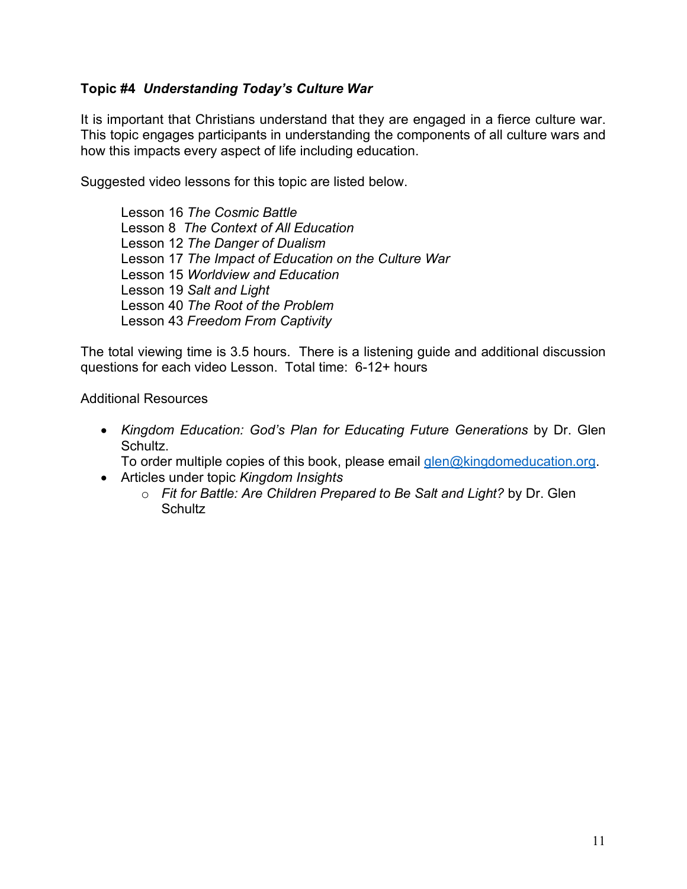**Topic #4** ***Understanding Today's Culture War***

It is important that Christians understand that they are engaged in a fierce culture war. This topic engages participants in understanding the components of all culture wars and how this impacts every aspect of life including education.

Suggested video lessons for this topic are listed below.

Lesson 16 *The Cosmic Battle*
Lesson 8 *The Context of All Education*
Lesson 12 *The Danger of Dualism*
Lesson 17 *The Impact of Education on the Culture War*
Lesson 15 *Worldview and Education*
Lesson 19 *Salt and Light*
Lesson 40 *The Root of the Problem*
Lesson 43 *Freedom From Captivity*

The total viewing time is 3.5 hours. There is a listening guide and additional discussion questions for each video Lesson. Total time: 6-12+ hours

Additional Resources

- *Kingdom Education: God's Plan for Educating Future Generations* by Dr. Glen Schultz.
  To order multiple copies of this book, please email glen@kingdomeducation.org.
- Articles under topic *Kingdom Insights*
  - *Fit for Battle: Are Children Prepared to Be Salt and Light?* by Dr. Glen Schultz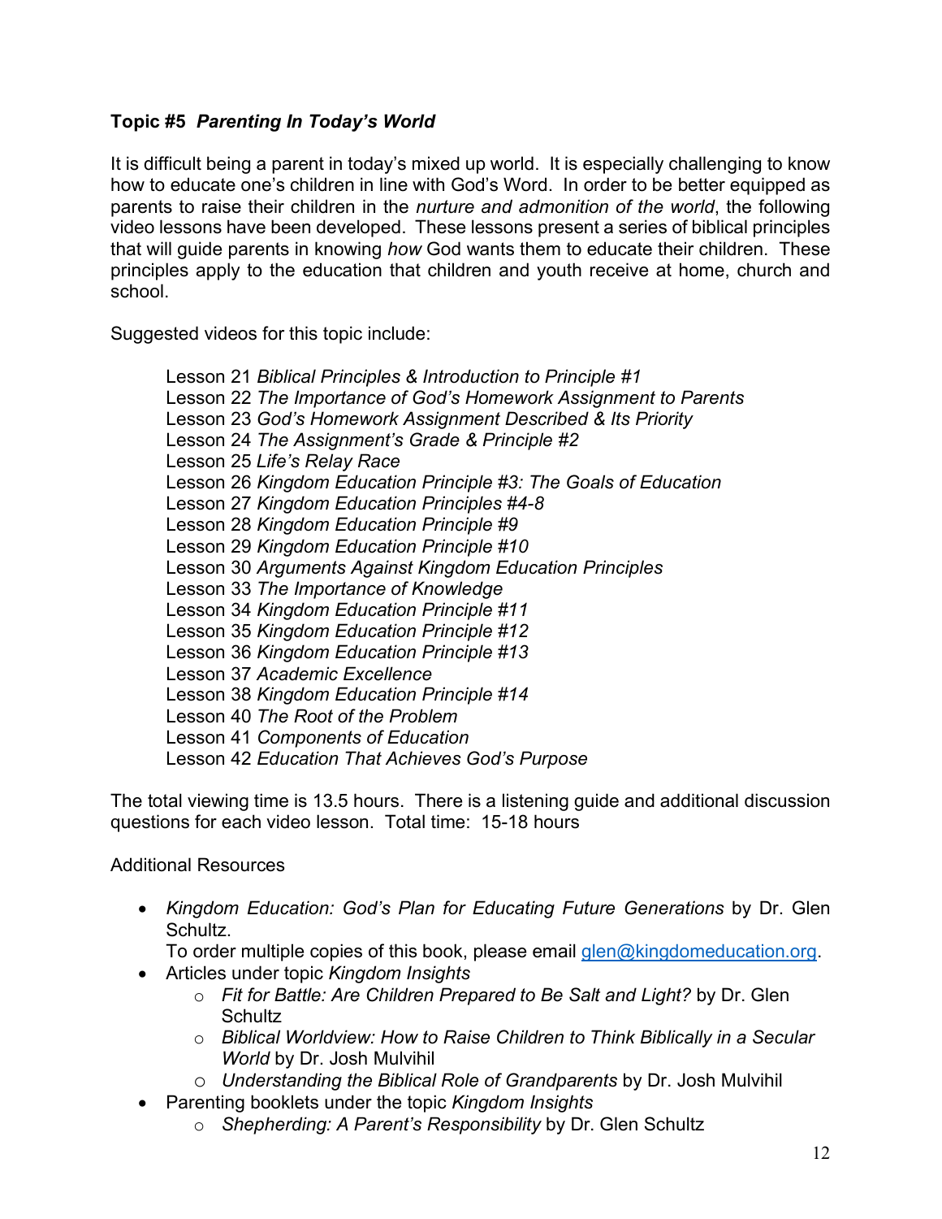**Topic #5** ***Parenting In Today's World***

It is difficult being a parent in today's mixed up world. It is especially challenging to know how to educate one's children in line with God's Word. In order to be better equipped as parents to raise their children in the *nurture and admonition of the world*, the following video lessons have been developed. These lessons present a series of biblical principles that will guide parents in knowing *how* God wants them to educate their children. These principles apply to the education that children and youth receive at home, church and school.

Suggested videos for this topic include:

Lesson 21 *Biblical Principles & Introduction to Principle #1*
Lesson 22 *The Importance of God's Homework Assignment to Parents*
Lesson 23 *God's Homework Assignment Described & Its Priority*
Lesson 24 *The Assignment's Grade & Principle #2*
Lesson 25 *Life's Relay Race*
Lesson 26 *Kingdom Education Principle #3: The Goals of Education*
Lesson 27 *Kingdom Education Principles #4-8*
Lesson 28 *Kingdom Education Principle #9*
Lesson 29 *Kingdom Education Principle #10*
Lesson 30 *Arguments Against Kingdom Education Principles*
Lesson 33 *The Importance of Knowledge*
Lesson 34 *Kingdom Education Principle #11*
Lesson 35 *Kingdom Education Principle #12*
Lesson 36 *Kingdom Education Principle #13*
Lesson 37 *Academic Excellence*
Lesson 38 *Kingdom Education Principle #14*
Lesson 40 *The Root of the Problem*
Lesson 41 *Components of Education*
Lesson 42 *Education That Achieves God's Purpose*

The total viewing time is 13.5 hours. There is a listening guide and additional discussion questions for each video lesson. Total time: 15-18 hours

Additional Resources

- *Kingdom Education: God's Plan for Educating Future Generations* by Dr. Glen Schultz.
  To order multiple copies of this book, please email glen@kingdomeducation.org.
- Articles under topic *Kingdom Insights*
  - *Fit for Battle: Are Children Prepared to Be Salt and Light?* by Dr. Glen Schultz
  - *Biblical Worldview: How to Raise Children to Think Biblically in a Secular World* by Dr. Josh Mulvihil
  - *Understanding the Biblical Role of Grandparents* by Dr. Josh Mulvihil
- Parenting booklets under the topic *Kingdom Insights*
  - *Shepherding: A Parent's Responsibility* by Dr. Glen Schultz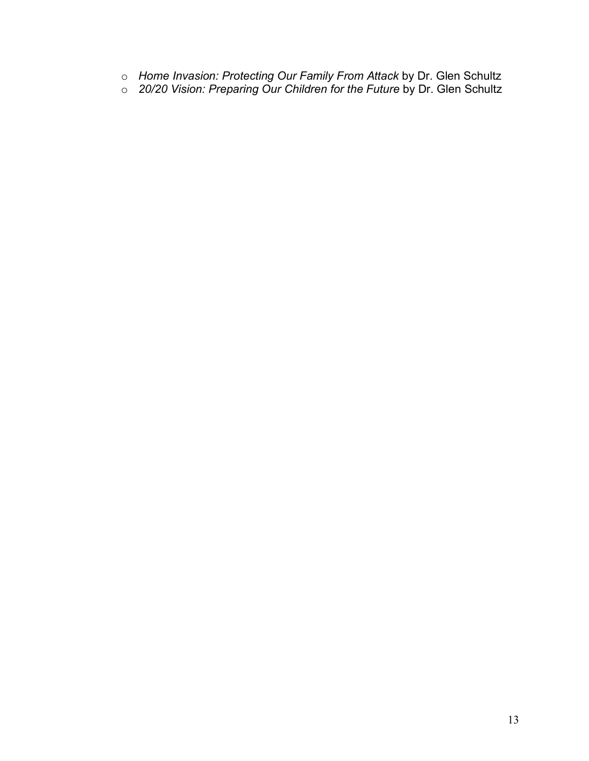- *Home Invasion: Protecting Our Family From Attack* by Dr. Glen Schultz
- *20/20 Vision: Preparing Our Children for the Future* by Dr. Glen Schultz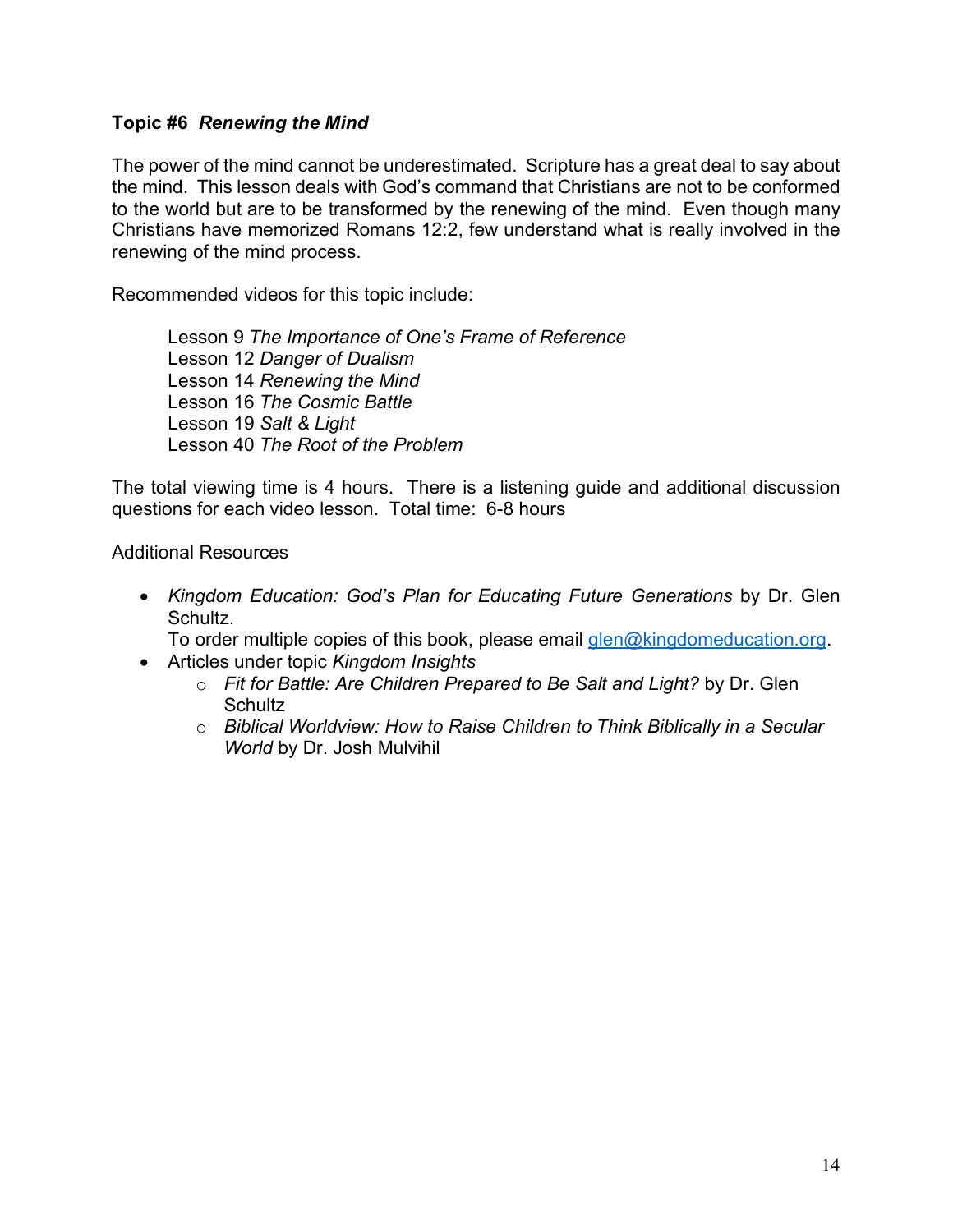**Topic #6** ***Renewing the Mind***

The power of the mind cannot be underestimated. Scripture has a great deal to say about the mind. This lesson deals with God's command that Christians are not to be conformed to the world but are to be transformed by the renewing of the mind. Even though many Christians have memorized Romans 12:2, few understand what is really involved in the renewing of the mind process.

Recommended videos for this topic include:

Lesson 9 *The Importance of One's Frame of Reference*
Lesson 12 *Danger of Dualism*
Lesson 14 *Renewing the Mind*
Lesson 16 *The Cosmic Battle*
Lesson 19 *Salt & Light*
Lesson 40 *The Root of the Problem*

The total viewing time is 4 hours. There is a listening guide and additional discussion questions for each video lesson. Total time: 6-8 hours

Additional Resources

- *Kingdom Education: God's Plan for Educating Future Generations* by Dr. Glen Schultz.
  To order multiple copies of this book, please email glen@kingdomeducation.org.
- Articles under topic *Kingdom Insights*
  - *Fit for Battle: Are Children Prepared to Be Salt and Light?* by Dr. Glen Schultz
  - *Biblical Worldview: How to Raise Children to Think Biblically in a Secular World* by Dr. Josh Mulvihil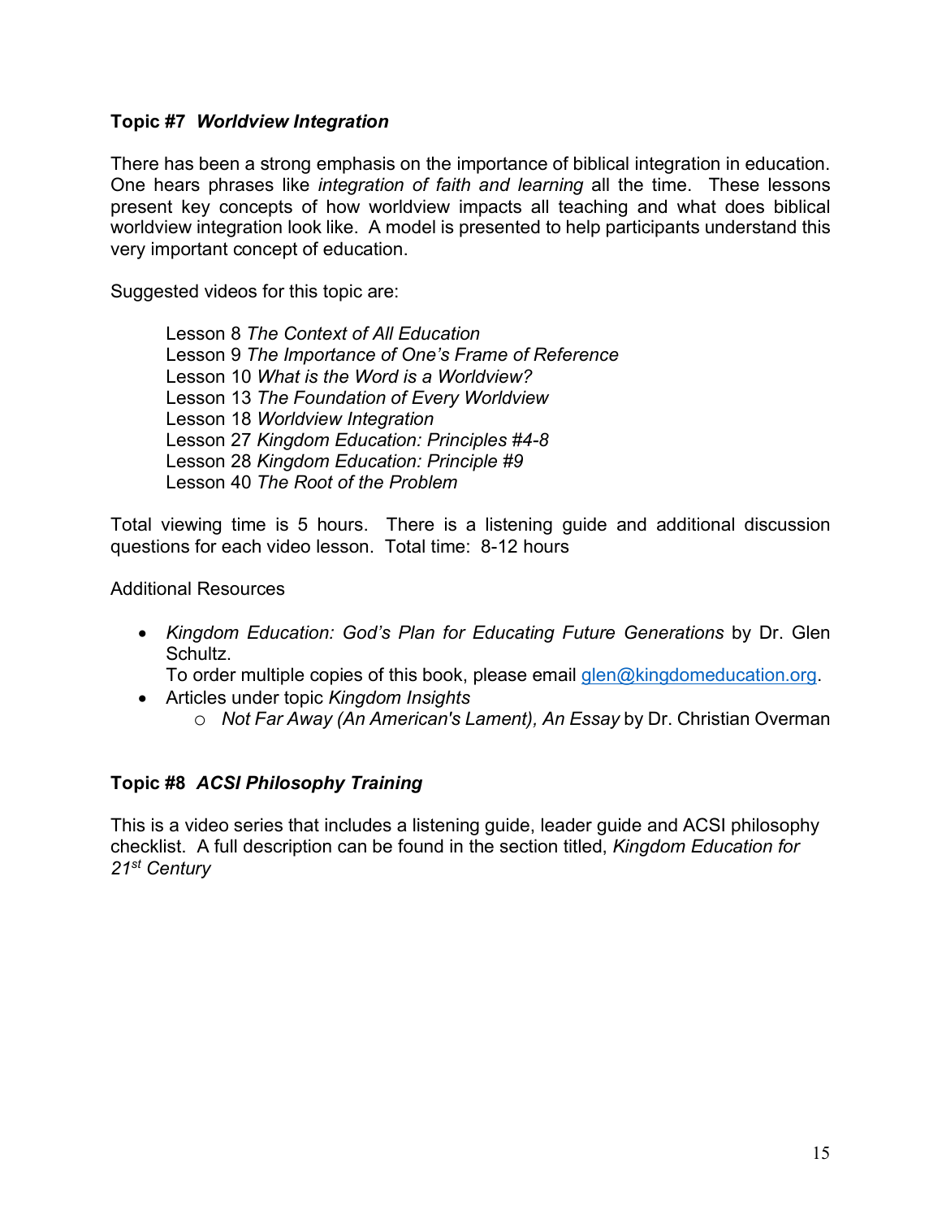### **Topic #7** ***Worldview Integration***

There has been a strong emphasis on the importance of biblical integration in education. One hears phrases like *integration of faith and learning* all the time. These lessons present key concepts of how worldview impacts all teaching and what does biblical worldview integration look like. A model is presented to help participants understand this very important concept of education.

Suggested videos for this topic are:

> Lesson 8 *The Context of All Education*
> Lesson 9 *The Importance of One's Frame of Reference*
> Lesson 10 *What is the Word is a Worldview?*
> Lesson 13 *The Foundation of Every Worldview*
> Lesson 18 *Worldview Integration*
> Lesson 27 *Kingdom Education: Principles #4-8*
> Lesson 28 *Kingdom Education: Principle #9*
> Lesson 40 *The Root of the Problem*

Total viewing time is 5 hours. There is a listening guide and additional discussion questions for each video lesson. Total time: 8-12 hours

Additional Resources

- *Kingdom Education: God's Plan for Educating Future Generations* by Dr. Glen Schultz.
  To order multiple copies of this book, please email glen@kingdomeducation.org.
- Articles under topic *Kingdom Insights*
  - *Not Far Away (An American's Lament), An Essay* by Dr. Christian Overman

### **Topic #8** ***ACSI Philosophy Training***

This is a video series that includes a listening guide, leader guide and ACSI philosophy checklist. A full description can be found in the section titled, *Kingdom Education for 21st Century*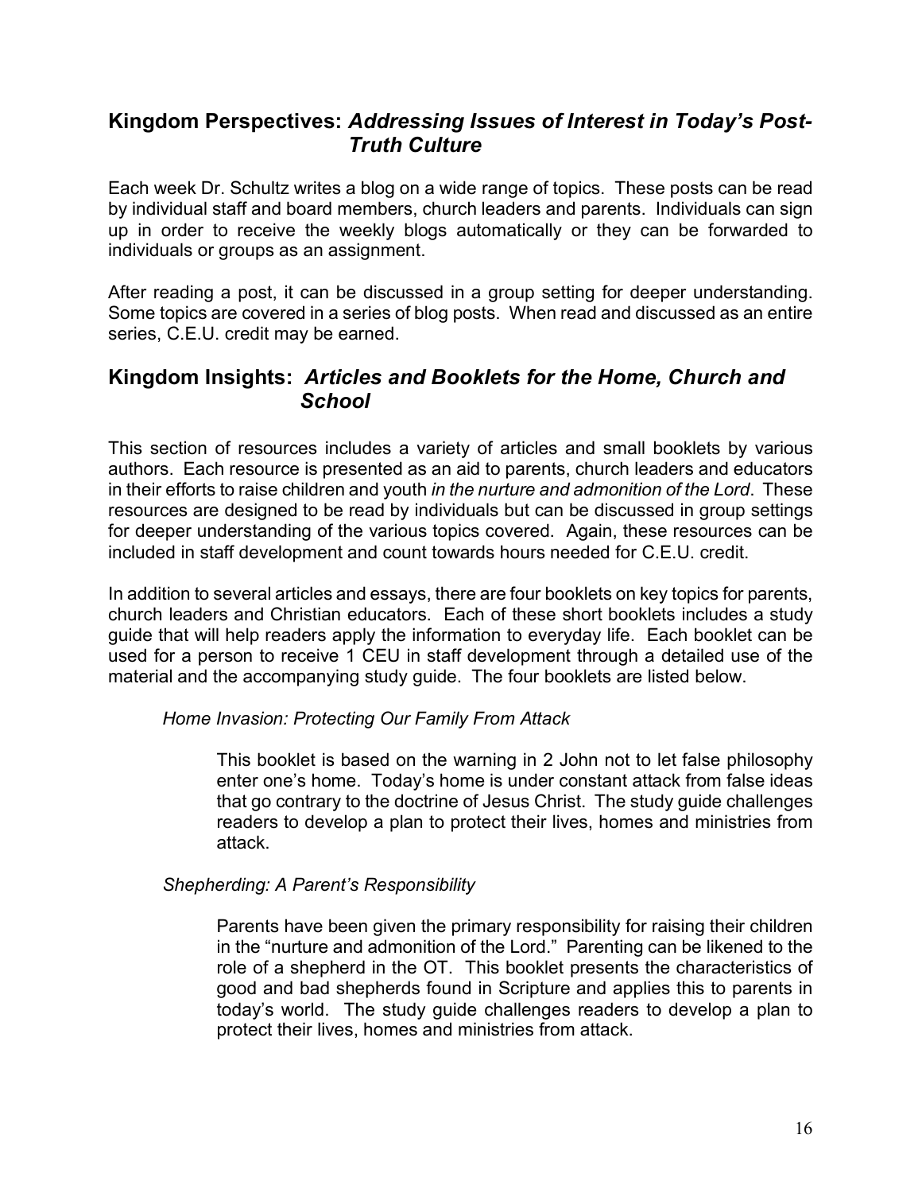## **Kingdom Perspectives:** *Addressing Issues of Interest in Today's Post-Truth Culture*

Each week Dr. Schultz writes a blog on a wide range of topics. These posts can be read by individual staff and board members, church leaders and parents. Individuals can sign up in order to receive the weekly blogs automatically or they can be forwarded to individuals or groups as an assignment.

After reading a post, it can be discussed in a group setting for deeper understanding. Some topics are covered in a series of blog posts. When read and discussed as an entire series, C.E.U. credit may be earned.

## **Kingdom Insights:** *Articles and Booklets for the Home, Church and School*

This section of resources includes a variety of articles and small booklets by various authors. Each resource is presented as an aid to parents, church leaders and educators in their efforts to raise children and youth *in the nurture and admonition of the Lord*. These resources are designed to be read by individuals but can be discussed in group settings for deeper understanding of the various topics covered. Again, these resources can be included in staff development and count towards hours needed for C.E.U. credit.

In addition to several articles and essays, there are four booklets on key topics for parents, church leaders and Christian educators. Each of these short booklets includes a study guide that will help readers apply the information to everyday life. Each booklet can be used for a person to receive 1 CEU in staff development through a detailed use of the material and the accompanying study guide. The four booklets are listed below.

*Home Invasion: Protecting Our Family From Attack*

This booklet is based on the warning in 2 John not to let false philosophy enter one's home. Today's home is under constant attack from false ideas that go contrary to the doctrine of Jesus Christ. The study guide challenges readers to develop a plan to protect their lives, homes and ministries from attack.

*Shepherding: A Parent's Responsibility*

Parents have been given the primary responsibility for raising their children in the "nurture and admonition of the Lord." Parenting can be likened to the role of a shepherd in the OT. This booklet presents the characteristics of good and bad shepherds found in Scripture and applies this to parents in today's world. The study guide challenges readers to develop a plan to protect their lives, homes and ministries from attack.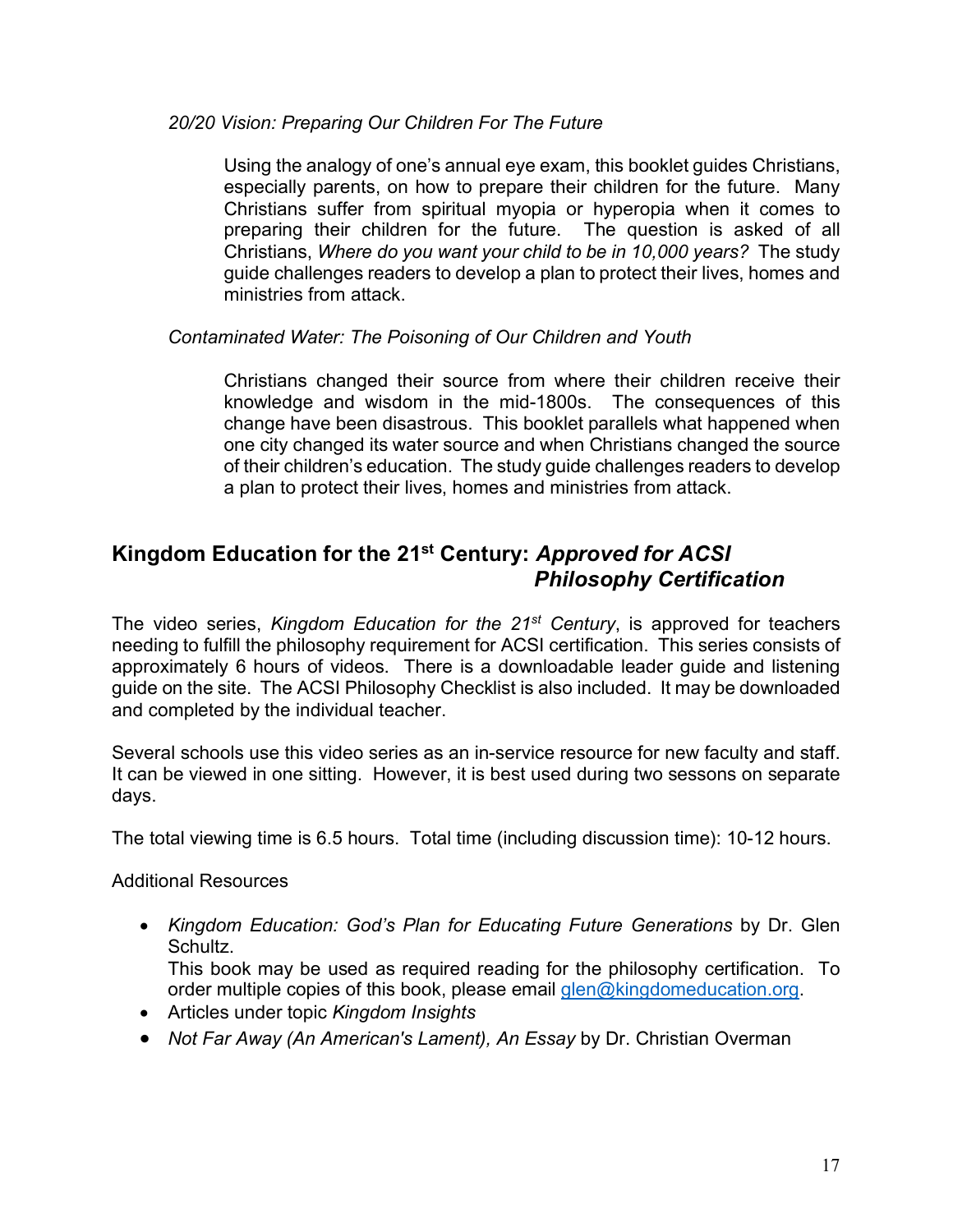*20/20 Vision: Preparing Our Children For The Future*

Using the analogy of one's annual eye exam, this booklet guides Christians, especially parents, on how to prepare their children for the future. Many Christians suffer from spiritual myopia or hyperopia when it comes to preparing their children for the future. The question is asked of all Christians, *Where do you want your child to be in 10,000 years?* The study guide challenges readers to develop a plan to protect their lives, homes and ministries from attack.

*Contaminated Water: The Poisoning of Our Children and Youth*

Christians changed their source from where their children receive their knowledge and wisdom in the mid-1800s. The consequences of this change have been disastrous. This booklet parallels what happened when one city changed its water source and when Christians changed the source of their children's education. The study guide challenges readers to develop a plan to protect their lives, homes and ministries from attack.

## Kingdom Education for the 21st Century: *Approved for ACSI Philosophy Certification*

The video series, *Kingdom Education for the 21st Century*, is approved for teachers needing to fulfill the philosophy requirement for ACSI certification. This series consists of approximately 6 hours of videos. There is a downloadable leader guide and listening guide on the site. The ACSI Philosophy Checklist is also included. It may be downloaded and completed by the individual teacher.

Several schools use this video series as an in-service resource for new faculty and staff. It can be viewed in one sitting. However, it is best used during two sessons on separate days.

The total viewing time is 6.5 hours. Total time (including discussion time): 10-12 hours.

Additional Resources

- *Kingdom Education: God's Plan for Educating Future Generations* by Dr. Glen Schultz.
  This book may be used as required reading for the philosophy certification. To order multiple copies of this book, please email glen@kingdomeducation.org.
- Articles under topic *Kingdom Insights*
- *Not Far Away (An American's Lament), An Essay* by Dr. Christian Overman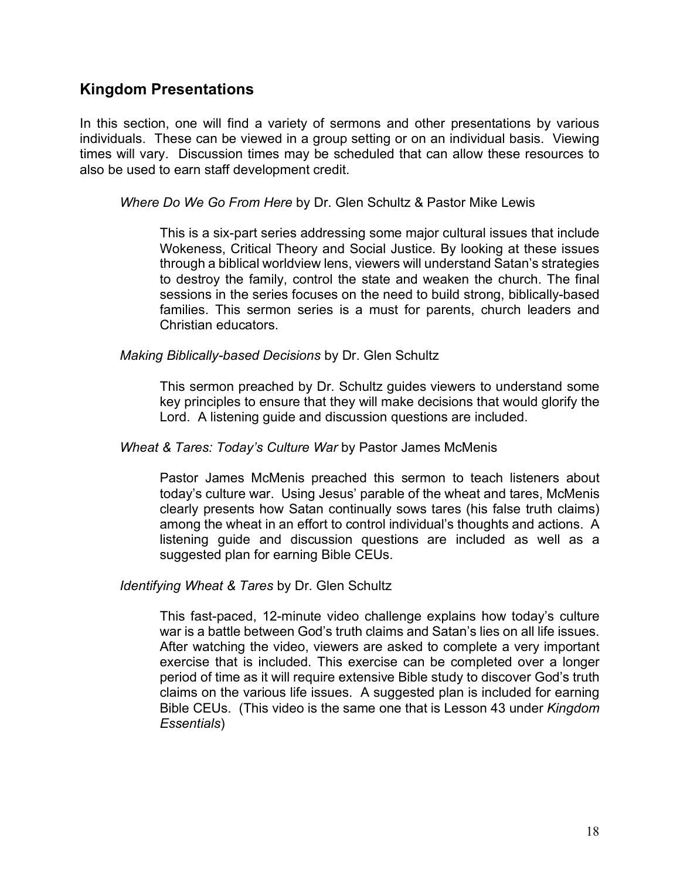## Kingdom Presentations

In this section, one will find a variety of sermons and other presentations by various individuals. These can be viewed in a group setting or on an individual basis. Viewing times will vary. Discussion times may be scheduled that can allow these resources to also be used to earn staff development credit.

*Where Do We Go From Here* by Dr. Glen Schultz & Pastor Mike Lewis

> This is a six-part series addressing some major cultural issues that include Wokeness, Critical Theory and Social Justice. By looking at these issues through a biblical worldview lens, viewers will understand Satan's strategies to destroy the family, control the state and weaken the church. The final sessions in the series focuses on the need to build strong, biblically-based families. This sermon series is a must for parents, church leaders and Christian educators.

*Making Biblically-based Decisions* by Dr. Glen Schultz

> This sermon preached by Dr. Schultz guides viewers to understand some key principles to ensure that they will make decisions that would glorify the Lord. A listening guide and discussion questions are included.

*Wheat & Tares: Today's Culture War* by Pastor James McMenis

> Pastor James McMenis preached this sermon to teach listeners about today's culture war. Using Jesus' parable of the wheat and tares, McMenis clearly presents how Satan continually sows tares (his false truth claims) among the wheat in an effort to control individual's thoughts and actions. A listening guide and discussion questions are included as well as a suggested plan for earning Bible CEUs.

*Identifying Wheat & Tares* by Dr. Glen Schultz

> This fast-paced, 12-minute video challenge explains how today's culture war is a battle between God's truth claims and Satan's lies on all life issues. After watching the video, viewers are asked to complete a very important exercise that is included. This exercise can be completed over a longer period of time as it will require extensive Bible study to discover God's truth claims on the various life issues. A suggested plan is included for earning Bible CEUs. (This video is the same one that is Lesson 43 under *Kingdom Essentials*)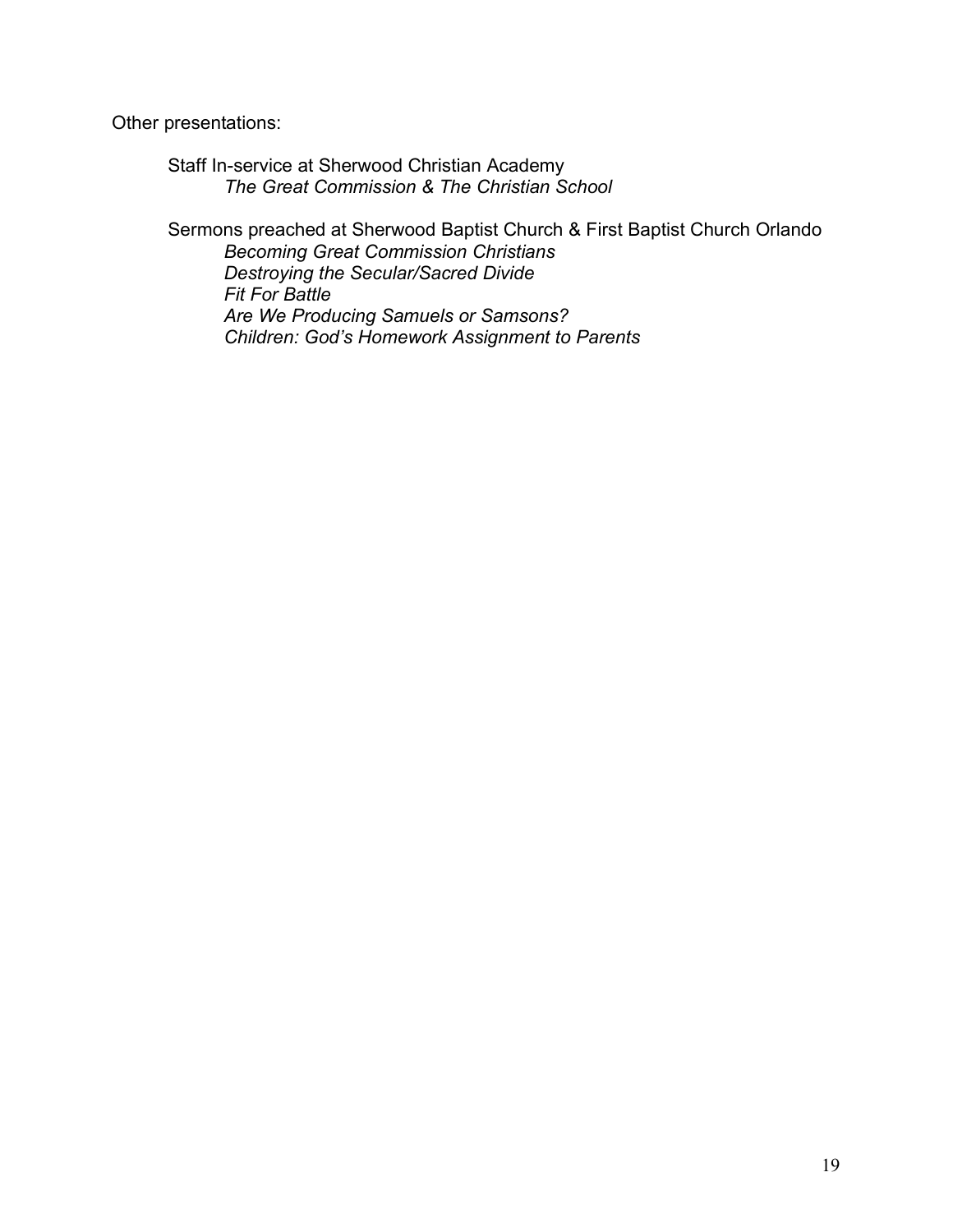Other presentations:

Staff In-service at Sherwood Christian Academy

*The Great Commission & The Christian School*

Sermons preached at Sherwood Baptist Church & First Baptist Church Orlando

*Becoming Great Commission Christians*
*Destroying the Secular/Sacred Divide*
*Fit For Battle*
*Are We Producing Samuels or Samsons?*
*Children: God's Homework Assignment to Parents*